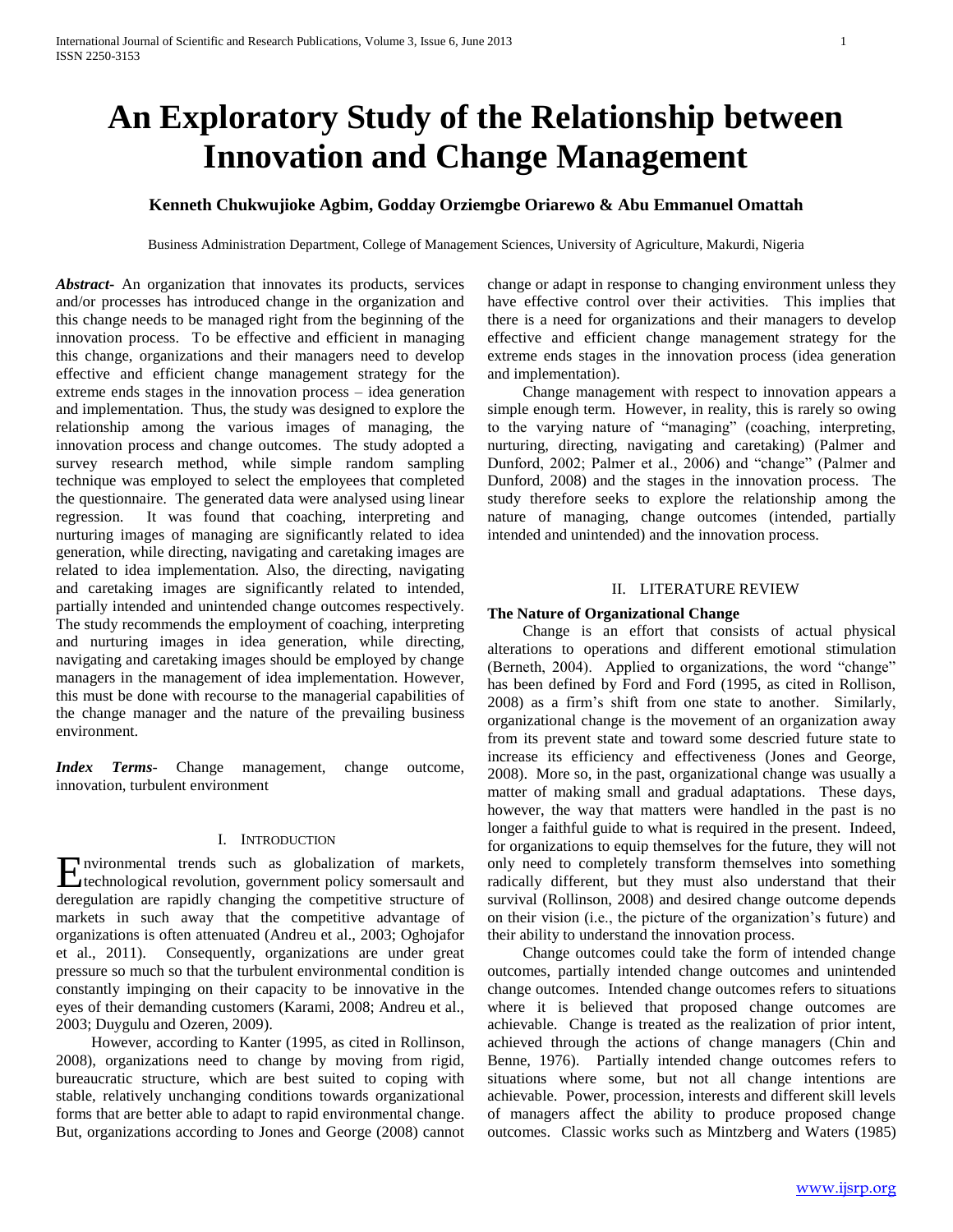# An Exploratory Study of the Relationship between Innovation and Change Management

**Kenneth Chukwujioke Agbim, Godday Orziemgbe Oriarewo & Abu Emmanuel Omattah**

Business Administration Department, College of Management Sciences, University of Agriculture, Makurdi, Nigeria

***Abstract***- An organization that innovates its products, services and/or processes has introduced change in the organization and this change needs to be managed right from the beginning of the innovation process. To be effective and efficient in managing this change, organizations and their managers need to develop effective and efficient change management strategy for the extreme ends stages in the innovation process – idea generation and implementation. Thus, the study was designed to explore the relationship among the various images of managing, the innovation process and change outcomes. The study adopted a survey research method, while simple random sampling technique was employed to select the employees that completed the questionnaire. The generated data were analysed using linear regression. It was found that coaching, interpreting and nurturing images of managing are significantly related to idea generation, while directing, navigating and caretaking images are related to idea implementation. Also, the directing, navigating and caretaking images are significantly related to intended, partially intended and unintended change outcomes respectively. The study recommends the employment of coaching, interpreting and nurturing images in idea generation, while directing, navigating and caretaking images should be employed by change managers in the management of idea implementation. However, this must be done with recourse to the managerial capabilities of the change manager and the nature of the prevailing business environment.

***Index Terms***- Change management, change outcome, innovation, turbulent environment

## I. Introduction

Environmental trends such as globalization of markets, technological revolution, government policy somersault and deregulation are rapidly changing the competitive structure of markets in such away that the competitive advantage of organizations is often attenuated (Andreu et al., 2003; Oghojafor et al., 2011). Consequently, organizations are under great pressure so much so that the turbulent environmental condition is constantly impinging on their capacity to be innovative in the eyes of their demanding customers (Karami, 2008; Andreu et al., 2003; Duygulu and Ozeren, 2009).

However, according to Kanter (1995, as cited in Rollinson, 2008), organizations need to change by moving from rigid, bureaucratic structure, which are best suited to coping with stable, relatively unchanging conditions towards organizational forms that are better able to adapt to rapid environmental change. But, organizations according to Jones and George (2008) cannot change or adapt in response to changing environment unless they have effective control over their activities. This implies that there is a need for organizations and their managers to develop effective and efficient change management strategy for the extreme ends stages in the innovation process (idea generation and implementation).

Change management with respect to innovation appears a simple enough term. However, in reality, this is rarely so owing to the varying nature of "managing" (coaching, interpreting, nurturing, directing, navigating and caretaking) (Palmer and Dunford, 2002; Palmer et al., 2006) and "change" (Palmer and Dunford, 2008) and the stages in the innovation process. The study therefore seeks to explore the relationship among the nature of managing, change outcomes (intended, partially intended and unintended) and the innovation process.

## II. Literature Review

### The Nature of Organizational Change

Change is an effort that consists of actual physical alterations to operations and different emotional stimulation (Berneth, 2004). Applied to organizations, the word "change" has been defined by Ford and Ford (1995, as cited in Rollison, 2008) as a firm's shift from one state to another. Similarly, organizational change is the movement of an organization away from its prevent state and toward some descried future state to increase its efficiency and effectiveness (Jones and George, 2008). More so, in the past, organizational change was usually a matter of making small and gradual adaptations. These days, however, the way that matters were handled in the past is no longer a faithful guide to what is required in the present. Indeed, for organizations to equip themselves for the future, they will not only need to completely transform themselves into something radically different, but they must also understand that their survival (Rollinson, 2008) and desired change outcome depends on their vision (i.e., the picture of the organization's future) and their ability to understand the innovation process.

Change outcomes could take the form of intended change outcomes, partially intended change outcomes and unintended change outcomes. Intended change outcomes refers to situations where it is believed that proposed change outcomes are achievable. Change is treated as the realization of prior intent, achieved through the actions of change managers (Chin and Benne, 1976). Partially intended change outcomes refers to situations where some, but not all change intentions are achievable. Power, procession, interests and different skill levels of managers affect the ability to produce proposed change outcomes. Classic works such as Mintzberg and Waters (1985)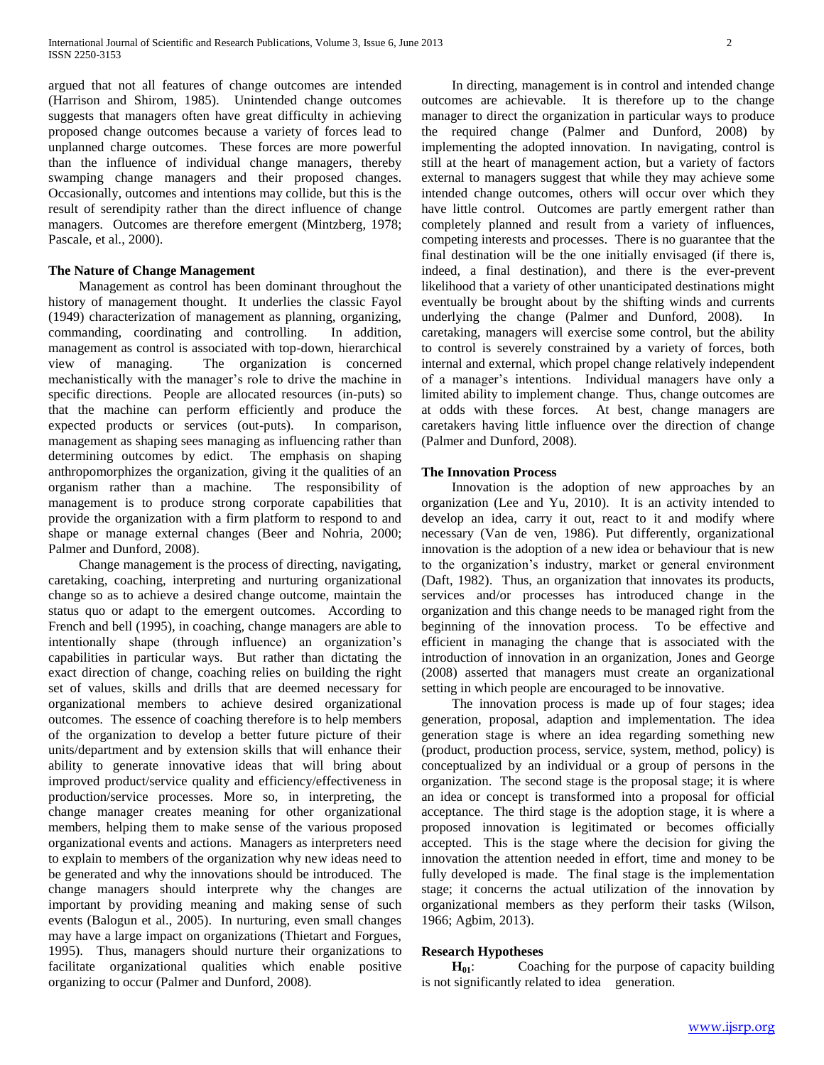argued that not all features of change outcomes are intended (Harrison and Shirom, 1985). Unintended change outcomes suggests that managers often have great difficulty in achieving proposed change outcomes because a variety of forces lead to unplanned charge outcomes. These forces are more powerful than the influence of individual change managers, thereby swamping change managers and their proposed changes. Occasionally, outcomes and intentions may collide, but this is the result of serendipity rather than the direct influence of change managers. Outcomes are therefore emergent (Mintzberg, 1978; Pascale, et al., 2000).

### The Nature of Change Management

Management as control has been dominant throughout the history of management thought. It underlies the classic Fayol (1949) characterization of management as planning, organizing, commanding, coordinating and controlling. In addition, management as control is associated with top-down, hierarchical view of managing. The organization is concerned mechanistically with the manager's role to drive the machine in specific directions. People are allocated resources (in-puts) so that the machine can perform efficiently and produce the expected products or services (out-puts). In comparison, management as shaping sees managing as influencing rather than determining outcomes by edict. The emphasis on shaping anthropomorphizes the organization, giving it the qualities of an organism rather than a machine. The responsibility of management is to produce strong corporate capabilities that provide the organization with a firm platform to respond to and shape or manage external changes (Beer and Nohria, 2000; Palmer and Dunford, 2008).

Change management is the process of directing, navigating, caretaking, coaching, interpreting and nurturing organizational change so as to achieve a desired change outcome, maintain the status quo or adapt to the emergent outcomes. According to French and bell (1995), in coaching, change managers are able to intentionally shape (through influence) an organization's capabilities in particular ways. But rather than dictating the exact direction of change, coaching relies on building the right set of values, skills and drills that are deemed necessary for organizational members to achieve desired organizational outcomes. The essence of coaching therefore is to help members of the organization to develop a better future picture of their units/department and by extension skills that will enhance their ability to generate innovative ideas that will bring about improved product/service quality and efficiency/effectiveness in production/service processes. More so, in interpreting, the change manager creates meaning for other organizational members, helping them to make sense of the various proposed organizational events and actions. Managers as interpreters need to explain to members of the organization why new ideas need to be generated and why the innovations should be introduced. The change managers should interprete why the changes are important by providing meaning and making sense of such events (Balogun et al., 2005). In nurturing, even small changes may have a large impact on organizations (Thietart and Forgues, 1995). Thus, managers should nurture their organizations to facilitate organizational qualities which enable positive organizing to occur (Palmer and Dunford, 2008).

In directing, management is in control and intended change outcomes are achievable. It is therefore up to the change manager to direct the organization in particular ways to produce the required change (Palmer and Dunford, 2008) by implementing the adopted innovation. In navigating, control is still at the heart of management action, but a variety of factors external to managers suggest that while they may achieve some intended change outcomes, others will occur over which they have little control. Outcomes are partly emergent rather than completely planned and result from a variety of influences, competing interests and processes. There is no guarantee that the final destination will be the one initially envisaged (if there is, indeed, a final destination), and there is the ever-prevent likelihood that a variety of other unanticipated destinations might eventually be brought about by the shifting winds and currents underlying the change (Palmer and Dunford, 2008). In caretaking, managers will exercise some control, but the ability to control is severely constrained by a variety of forces, both internal and external, which propel change relatively independent of a manager's intentions. Individual managers have only a limited ability to implement change. Thus, change outcomes are at odds with these forces. At best, change managers are caretakers having little influence over the direction of change (Palmer and Dunford, 2008).

### The Innovation Process

Innovation is the adoption of new approaches by an organization (Lee and Yu, 2010). It is an activity intended to develop an idea, carry it out, react to it and modify where necessary (Van de ven, 1986). Put differently, organizational innovation is the adoption of a new idea or behaviour that is new to the organization's industry, market or general environment (Daft, 1982). Thus, an organization that innovates its products, services and/or processes has introduced change in the organization and this change needs to be managed right from the beginning of the innovation process. To be effective and efficient in managing the change that is associated with the introduction of innovation in an organization, Jones and George (2008) asserted that managers must create an organizational setting in which people are encouraged to be innovative.

The innovation process is made up of four stages; idea generation, proposal, adaption and implementation. The idea generation stage is where an idea regarding something new (product, production process, service, system, method, policy) is conceptualized by an individual or a group of persons in the organization. The second stage is the proposal stage; it is where an idea or concept is transformed into a proposal for official acceptance. The third stage is the adoption stage, it is where a proposed innovation is legitimated or becomes officially accepted. This is the stage where the decision for giving the innovation the attention needed in effort, time and money to be fully developed is made. The final stage is the implementation stage; it concerns the actual utilization of the innovation by organizational members as they perform their tasks (Wilson, 1966; Agbim, 2013).

### Research Hypotheses

**$H_{01}$**: Coaching for the purpose of capacity building is not significantly related to idea generation.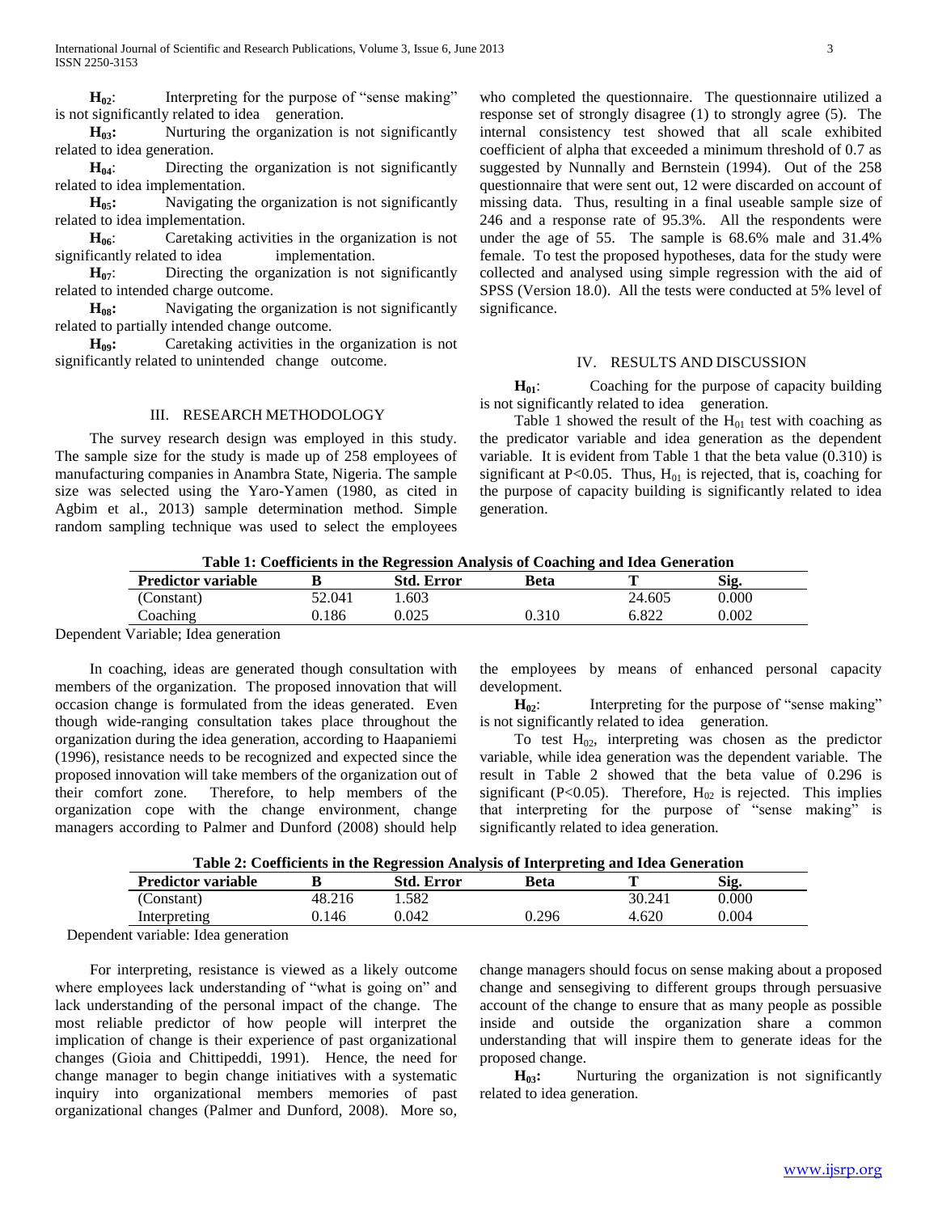$H_{02}$: Interpreting for the purpose of "sense making" is not significantly related to idea generation.

$H_{03}$: Nurturing the organization is not significantly related to idea generation.

$H_{04}$: Directing the organization is not significantly related to idea implementation.

$H_{05}$: Navigating the organization is not significantly related to idea implementation.

$H_{06}$: Caretaking activities in the organization is not significantly related to idea implementation.

$H_{07}$: Directing the organization is not significantly related to intended charge outcome.

$H_{08}$: Navigating the organization is not significantly related to partially intended change outcome.

$H_{09}$: Caretaking activities in the organization is not significantly related to unintended change outcome.

## III. RESEARCH METHODOLOGY

The survey research design was employed in this study. The sample size for the study is made up of 258 employees of manufacturing companies in Anambra State, Nigeria. The sample size was selected using the Yaro-Yamen (1980, as cited in Agbim et al., 2013) sample determination method. Simple random sampling technique was used to select the employees who completed the questionnaire. The questionnaire utilized a response set of strongly disagree (1) to strongly agree (5). The internal consistency test showed that all scale exhibited coefficient of alpha that exceeded a minimum threshold of 0.7 as suggested by Nunnally and Bernstein (1994). Out of the 258 questionnaire that were sent out, 12 were discarded on account of missing data. Thus, resulting in a final useable sample size of 246 and a response rate of 95.3%. All the respondents were under the age of 55. The sample is 68.6% male and 31.4% female. To test the proposed hypotheses, data for the study were collected and analysed using simple regression with the aid of SPSS (Version 18.0). All the tests were conducted at 5% level of significance.

## IV. RESULTS AND DISCUSSION

$H_{01}$: Coaching for the purpose of capacity building is not significantly related to idea generation.

Table 1 showed the result of the $H_{01}$ test with coaching as the predicator variable and idea generation as the dependent variable. It is evident from Table 1 that the beta value (0.310) is significant at $P<0.05$. Thus, $H_{01}$ is rejected, that is, coaching for the purpose of capacity building is significantly related to idea generation.

**Table 1: Coefficients in the Regression Analysis of Coaching and Idea Generation**

| Predictor variable | B | Std. Error | Beta | T | Sig. |
|---|---|---|---|---|---|
| (Constant) | 52.041 | 1.603 | | 24.605 | 0.000 |
| Coaching | 0.186 | 0.025 | 0.310 | 6.822 | 0.002 |

Dependent Variable; Idea generation

In coaching, ideas are generated though consultation with members of the organization. The proposed innovation that will occasion change is formulated from the ideas generated. Even though wide-ranging consultation takes place throughout the organization during the idea generation, according to Haapaniemi (1996), resistance needs to be recognized and expected since the proposed innovation will take members of the organization out of their comfort zone. Therefore, to help members of the organization cope with the change environment, change managers according to Palmer and Dunford (2008) should help the employees by means of enhanced personal capacity development.

$H_{02}$: Interpreting for the purpose of "sense making" is not significantly related to idea generation.

To test $H_{02}$, interpreting was chosen as the predictor variable, while idea generation was the dependent variable. The result in Table 2 showed that the beta value of 0.296 is significant ($P<0.05$). Therefore, $H_{02}$ is rejected. This implies that interpreting for the purpose of "sense making" is significantly related to idea generation.

**Table 2: Coefficients in the Regression Analysis of Interpreting and Idea Generation**

| Predictor variable | B | Std. Error | Beta | T | Sig. |
|---|---|---|---|---|---|
| (Constant) | 48.216 | 1.582 | | 30.241 | 0.000 |
| Interpreting | 0.146 | 0.042 | 0.296 | 4.620 | 0.004 |

Dependent variable: Idea generation

For interpreting, resistance is viewed as a likely outcome where employees lack understanding of "what is going on" and lack understanding of the personal impact of the change. The most reliable predictor of how people will interpret the implication of change is their experience of past organizational changes (Gioia and Chittipeddi, 1991). Hence, the need for change manager to begin change initiatives with a systematic inquiry into organizational members memories of past organizational changes (Palmer and Dunford, 2008). More so, change managers should focus on sense making about a proposed change and sensegiving to different groups through persuasive account of the change to ensure that as many people as possible inside and outside the organization share a common understanding that will inspire them to generate ideas for the proposed change.

$H_{03}$: Nurturing the organization is not significantly related to idea generation.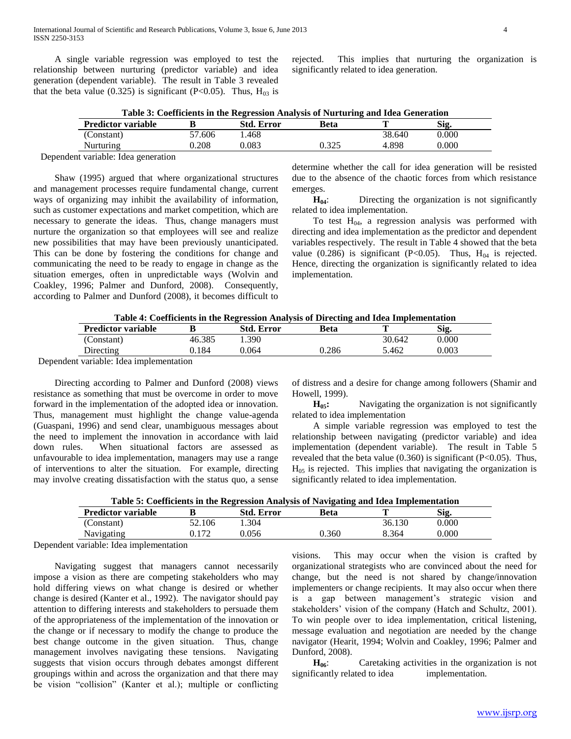A single variable regression was employed to test the relationship between nurturing (predictor variable) and idea generation (dependent variable). The result in Table 3 revealed that the beta value (0.325) is significant ($P<0.05$). Thus, $H_{03}$ is rejected. This implies that nurturing the organization is significantly related to idea generation.

**Table 3: Coefficients in the Regression Analysis of Nurturing and Idea Generation**

| Predictor variable | B | Std. Error | Beta | T | Sig. |
|---|---|---|---|---|---|
| (Constant) | 57.606 | 1.468 | | 38.640 | 0.000 |
| Nurturing | 0.208 | 0.083 | 0.325 | 4.898 | 0.000 |

Dependent variable: Idea generation

Shaw (1995) argued that where organizational structures and management processes require fundamental change, current ways of organizing may inhibit the availability of information, such as customer expectations and market competition, which are necessary to generate the ideas. Thus, change managers must nurture the organization so that employees will see and realize new possibilities that may have been previously unanticipated. This can be done by fostering the conditions for change and communicating the need to be ready to engage in change as the situation emerges, often in unpredictable ways (Wolvin and Coakley, 1996; Palmer and Dunford, 2008). Consequently, according to Palmer and Dunford (2008), it becomes difficult to determine whether the call for idea generation will be resisted due to the absence of the chaotic forces from which resistance emerges.

**$H_{04}$**: Directing the organization is not significantly related to idea implementation.

To test $H_{04}$, a regression analysis was performed with directing and idea implementation as the predictor and dependent variables respectively. The result in Table 4 showed that the beta value (0.286) is significant ($P<0.05$). Thus, $H_{04}$ is rejected. Hence, directing the organization is significantly related to idea implementation.

**Table 4: Coefficients in the Regression Analysis of Directing and Idea Implementation**

| Predictor variable | B | Std. Error | Beta | T | Sig. |
|---|---|---|---|---|---|
| (Constant) | 46.385 | 1.390 | | 30.642 | 0.000 |
| Directing | 0.184 | 0.064 | 0.286 | 5.462 | 0.003 |

Dependent variable: Idea implementation

Directing according to Palmer and Dunford (2008) views resistance as something that must be overcome in order to move forward in the implementation of the adopted idea or innovation. Thus, management must highlight the change value-agenda (Guaspani, 1996) and send clear, unambiguous messages about the need to implement the innovation in accordance with laid down rules. When situational factors are assessed as unfavourable to idea implementation, managers may use a range of interventions to alter the situation. For example, directing may involve creating dissatisfaction with the status quo, a sense of distress and a desire for change among followers (Shamir and Howell, 1999).

**$H_{05}$:** Navigating the organization is not significantly related to idea implementation

A simple variable regression was employed to test the relationship between navigating (predictor variable) and idea implementation (dependent variable). The result in Table 5 revealed that the beta value (0.360) is significant ($P<0.05$). Thus, $H_{05}$ is rejected. This implies that navigating the organization is significantly related to idea implementation.

**Table 5: Coefficients in the Regression Analysis of Navigating and Idea Implementation**

| Predictor variable | B | Std. Error | Beta | T | Sig. |
|---|---|---|---|---|---|
| (Constant) | 52.106 | 1.304 | | 36.130 | 0.000 |
| Navigating | 0.172 | 0.056 | 0.360 | 8.364 | 0.000 |

Dependent variable: Idea implementation

Navigating suggest that managers cannot necessarily impose a vision as there are competing stakeholders who may hold differing views on what change is desired or whether change is desired (Kanter et al., 1992). The navigator should pay attention to differing interests and stakeholders to persuade them of the appropriateness of the implementation of the innovation or the change or if necessary to modify the change to produce the best change outcome in the given situation. Thus, change management involves navigating these tensions. Navigating suggests that vision occurs through debates amongst different groupings within and across the organization and that there may be vision "collision" (Kanter et al.); multiple or conflicting visions. This may occur when the vision is crafted by organizational strategists who are convinced about the need for change, but the need is not shared by change/innovation implementers or change recipients. It may also occur when there is a gap between management's strategic vision and stakeholders' vision of the company (Hatch and Schultz, 2001). To win people over to idea implementation, critical listening, message evaluation and negotiation are needed by the change navigator (Hearit, 1994; Wolvin and Coakley, 1996; Palmer and Dunford, 2008).

**$H_{06}$**: Caretaking activities in the organization is not significantly related to idea implementation.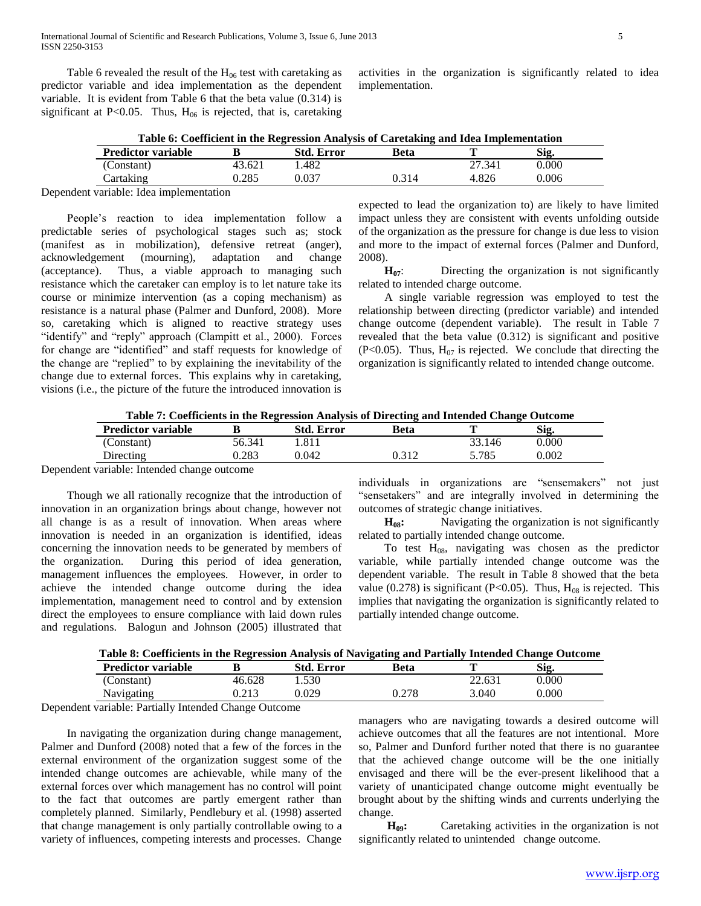Table 6 revealed the result of the $H_{06}$ test with caretaking as predictor variable and idea implementation as the dependent variable. It is evident from Table 6 that the beta value (0.314) is significant at P<0.05. Thus, $H_{06}$ is rejected, that is, caretaking activities in the organization is significantly related to idea implementation.

**Table 6: Coefficient in the Regression Analysis of Caretaking and Idea Implementation**

| Predictor variable | B | Std. Error | Beta | T | Sig. |
|---|---|---|---|---|---|
| (Constant) | 43.621 | 1.482 | | 27.341 | 0.000 |
| Cartaking | 0.285 | 0.037 | 0.314 | 4.826 | 0.006 |

Dependent variable: Idea implementation

People's reaction to idea implementation follow a predictable series of psychological stages such as; stock (manifest as in mobilization), defensive retreat (anger), acknowledgement (mourning), adaptation and change (acceptance). Thus, a viable approach to managing such resistance which the caretaker can employ is to let nature take its course or minimize intervention (as a coping mechanism) as resistance is a natural phase (Palmer and Dunford, 2008). More so, caretaking which is aligned to reactive strategy uses "identify" and "reply" approach (Clampitt et al., 2000). Forces for change are "identified" and staff requests for knowledge of the change are "replied" to by explaining the inevitability of the change due to external forces. This explains why in caretaking, visions (i.e., the picture of the future the introduced innovation is expected to lead the organization to) are likely to have limited impact unless they are consistent with events unfolding outside of the organization as the pressure for change is due less to vision and more to the impact of external forces (Palmer and Dunford, 2008).

**$H_{07}$**: Directing the organization is not significantly related to intended charge outcome.

A single variable regression was employed to test the relationship between directing (predictor variable) and intended change outcome (dependent variable). The result in Table 7 revealed that the beta value (0.312) is significant and positive (P<0.05). Thus, $H_{07}$ is rejected. We conclude that directing the organization is significantly related to intended change outcome.

**Table 7: Coefficients in the Regression Analysis of Directing and Intended Change Outcome**

| Predictor variable | B | Std. Error | Beta | T | Sig. |
|---|---|---|---|---|---|
| (Constant) | 56.341 | 1.811 | | 33.146 | 0.000 |
| Directing | 0.283 | 0.042 | 0.312 | 5.785 | 0.002 |

Dependent variable: Intended change outcome

Though we all rationally recognize that the introduction of innovation in an organization brings about change, however not all change is as a result of innovation. When areas where innovation is needed in an organization is identified, ideas concerning the innovation needs to be generated by members of the organization. During this period of idea generation, management influences the employees. However, in order to achieve the intended change outcome during the idea implementation, management need to control and by extension direct the employees to ensure compliance with laid down rules and regulations. Balogun and Johnson (2005) illustrated that individuals in organizations are "sensemakers" not just "sensetakers" and are integrally involved in determining the outcomes of strategic change initiatives.

**$H_{08}$:** Navigating the organization is not significantly related to partially intended change outcome.

To test $H_{08}$, navigating was chosen as the predictor variable, while partially intended change outcome was the dependent variable. The result in Table 8 showed that the beta value (0.278) is significant (P<0.05). Thus, $H_{08}$ is rejected. This implies that navigating the organization is significantly related to partially intended change outcome.

**Table 8: Coefficients in the Regression Analysis of Navigating and Partially Intended Change Outcome**

| Predictor variable | B | Std. Error | Beta | T | Sig. |
|---|---|---|---|---|---|
| (Constant) | 46.628 | 1.530 | | 22.631 | 0.000 |
| Navigating | 0.213 | 0.029 | 0.278 | 3.040 | 0.000 |

Dependent variable: Partially Intended Change Outcome

In navigating the organization during change management, Palmer and Dunford (2008) noted that a few of the forces in the external environment of the organization suggest some of the intended change outcomes are achievable, while many of the external forces over which management has no control will point to the fact that outcomes are partly emergent rather than completely planned. Similarly, Pendlebury et al. (1998) asserted that change management is only partially controllable owing to a variety of influences, competing interests and processes. Change managers who are navigating towards a desired outcome will achieve outcomes that all the features are not intentional. More so, Palmer and Dunford further noted that there is no guarantee that the achieved change outcome will be the one initially envisaged and there will be the ever-present likelihood that a variety of unanticipated change outcome might eventually be brought about by the shifting winds and currents underlying the change.

**$H_{09}$:** Caretaking activities in the organization is not significantly related to unintended change outcome.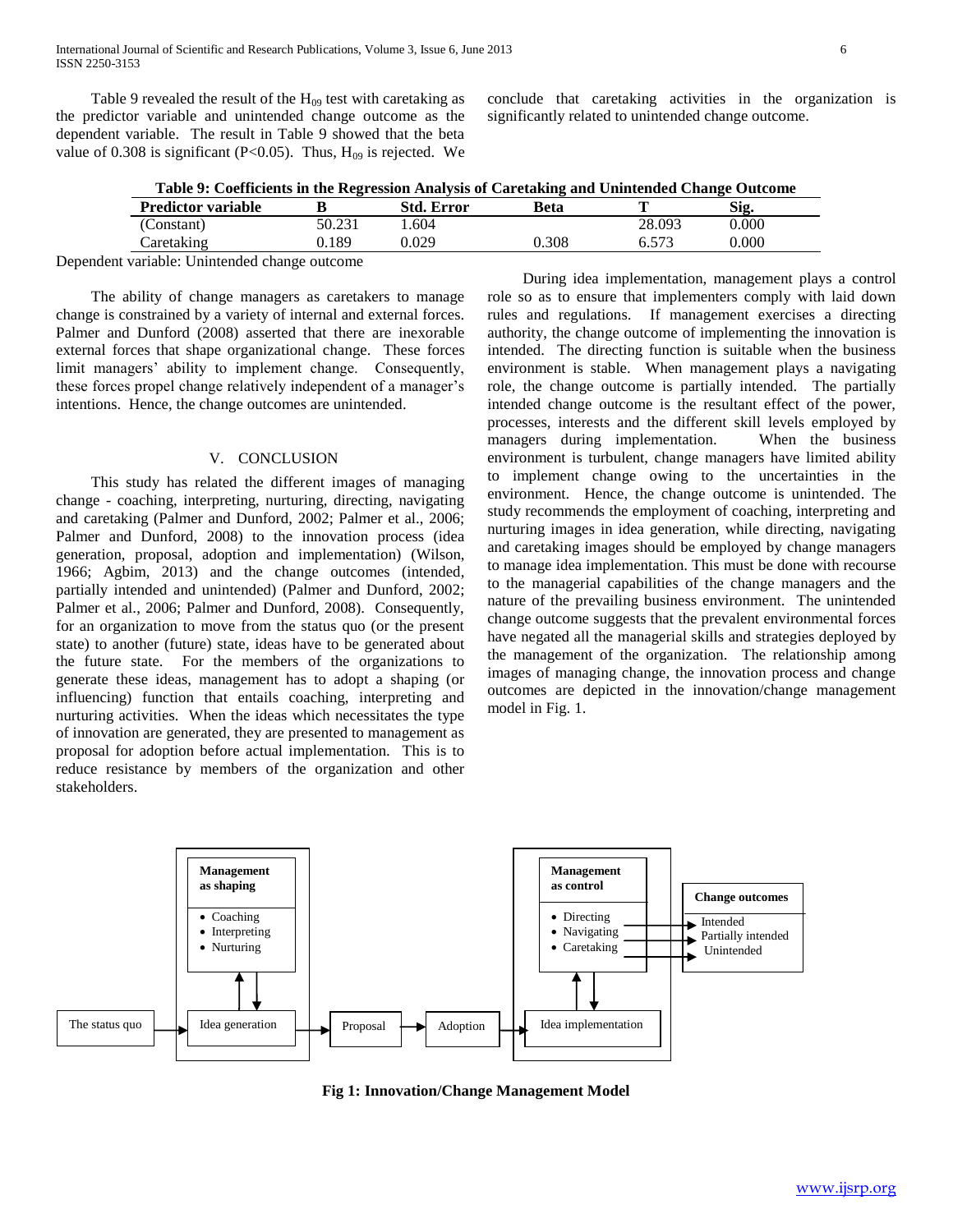Table 9 revealed the result of the $H_{09}$ test with caretaking as the predictor variable and unintended change outcome as the dependent variable. The result in Table 9 showed that the beta value of 0.308 is significant ($P<0.05$). Thus, $H_{09}$ is rejected. We conclude that caretaking activities in the organization is significantly related to unintended change outcome.

**Table 9: Coefficients in the Regression Analysis of Caretaking and Unintended Change Outcome**

| Predictor variable | B | Std. Error | Beta | T | Sig. |
|---|---|---|---|---|---|
| (Constant) | 50.231 | 1.604 | | 28.093 | 0.000 |
| Caretaking | 0.189 | 0.029 | 0.308 | 6.573 | 0.000 |

Dependent variable: Unintended change outcome

The ability of change managers as caretakers to manage change is constrained by a variety of internal and external forces. Palmer and Dunford (2008) asserted that there are inexorable external forces that shape organizational change. These forces limit managers' ability to implement change. Consequently, these forces propel change relatively independent of a manager's intentions. Hence, the change outcomes are unintended.

## V. CONCLUSION

This study has related the different images of managing change - coaching, interpreting, nurturing, directing, navigating and caretaking (Palmer and Dunford, 2002; Palmer et al., 2006; Palmer and Dunford, 2008) to the innovation process (idea generation, proposal, adoption and implementation) (Wilson, 1966; Agbim, 2013) and the change outcomes (intended, partially intended and unintended) (Palmer and Dunford, 2002; Palmer et al., 2006; Palmer and Dunford, 2008). Consequently, for an organization to move from the status quo (or the present state) to another (future) state, ideas have to be generated about the future state. For the members of the organizations to generate these ideas, management has to adopt a shaping (or influencing) function that entails coaching, interpreting and nurturing activities. When the ideas which necessitates the type of innovation are generated, they are presented to management as proposal for adoption before actual implementation. This is to reduce resistance by members of the organization and other stakeholders.

During idea implementation, management plays a control role so as to ensure that implementers comply with laid down rules and regulations. If management exercises a directing authority, the change outcome of implementing the innovation is intended. The directing function is suitable when the business environment is stable. When management plays a navigating role, the change outcome is partially intended. The partially intended change outcome is the resultant effect of the power, processes, interests and the different skill levels employed by managers during implementation. When the business environment is turbulent, change managers have limited ability to implement change owing to the uncertainties in the environment. Hence, the change outcome is unintended. The study recommends the employment of coaching, interpreting and nurturing images in idea generation, while directing, navigating and caretaking images should be employed by change managers to manage idea implementation. This must be done with recourse to the managerial capabilities of the change managers and the nature of the prevailing business environment. The unintended change outcome suggests that the prevalent environmental forces have negated all the managerial skills and strategies deployed by the management of the organization. The relationship among images of managing change, the innovation process and change outcomes are depicted in the innovation/change management model in Fig. 1.

**Management as shaping**
- Coaching
- Interpreting
- Nurturing

**Management as control**
- Directing
- Navigating
- Caretaking

**Change outcomes**
- Intended
- Partially intended
- Unintended

The status quo → Idea generation → Proposal → Adoption → Idea implementation

**Fig 1: Innovation/Change Management Model**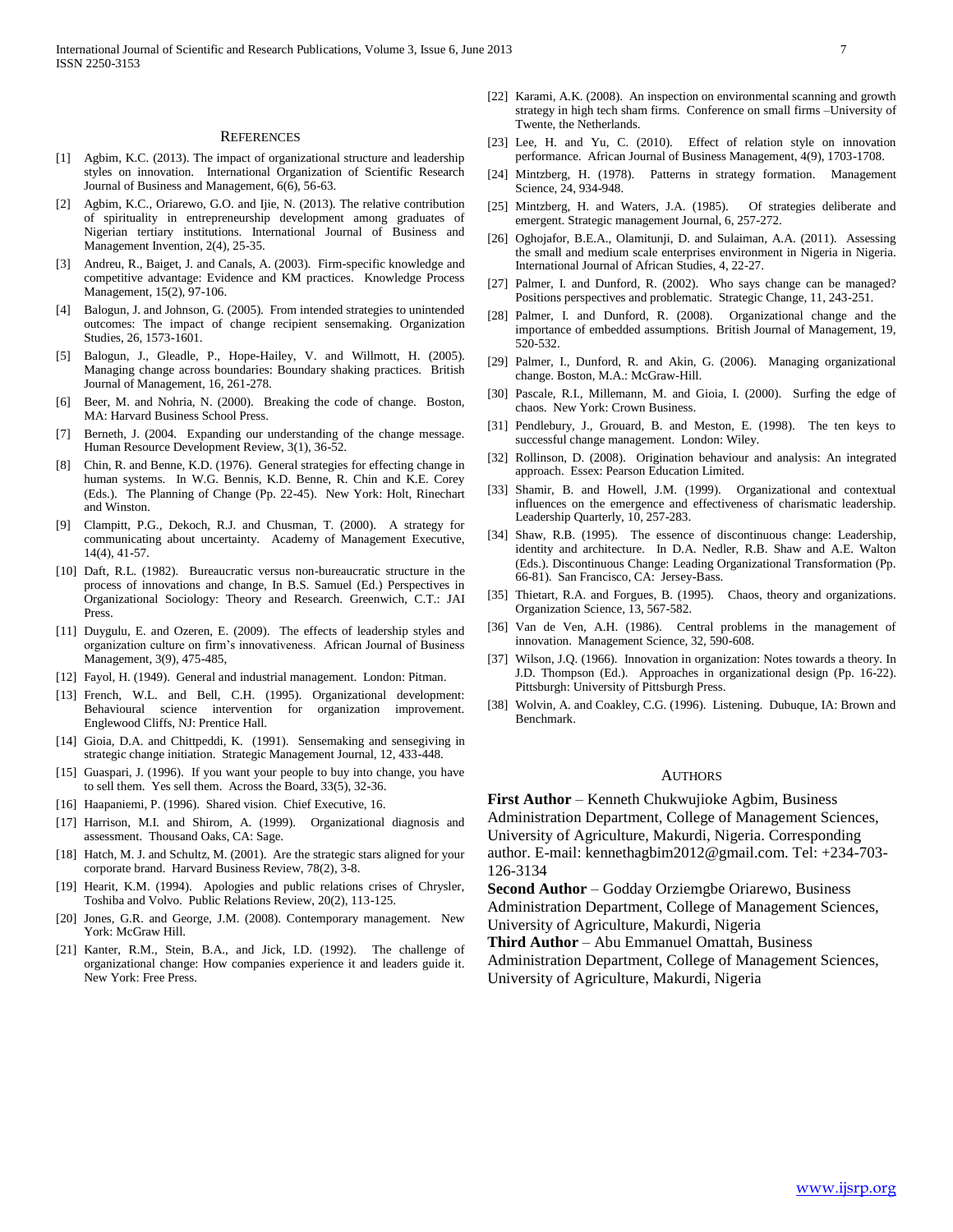## REFERENCES

[1] Agbim, K.C. (2013). The impact of organizational structure and leadership styles on innovation. International Organization of Scientific Research Journal of Business and Management, 6(6), 56-63.

[2] Agbim, K.C., Oriarewo, G.O. and Ijie, N. (2013). The relative contribution of spirituality in entrepreneurship development among graduates of Nigerian tertiary institutions. International Journal of Business and Management Invention, 2(4), 25-35.

[3] Andreu, R., Baiget, J. and Canals, A. (2003). Firm-specific knowledge and competitive advantage: Evidence and KM practices. Knowledge Process Management, 15(2), 97-106.

[4] Balogun, J. and Johnson, G. (2005). From intended strategies to unintended outcomes: The impact of change recipient sensemaking. Organization Studies, 26, 1573-1601.

[5] Balogun, J., Gleadle, P., Hope-Hailey, V. and Willmott, H. (2005). Managing change across boundaries: Boundary shaking practices. British Journal of Management, 16, 261-278.

[6] Beer, M. and Nohria, N. (2000). Breaking the code of change. Boston, MA: Harvard Business School Press.

[7] Berneth, J. (2004. Expanding our understanding of the change message. Human Resource Development Review, 3(1), 36-52.

[8] Chin, R. and Benne, K.D. (1976). General strategies for effecting change in human systems. In W.G. Bennis, K.D. Benne, R. Chin and K.E. Corey (Eds.). The Planning of Change (Pp. 22-45). New York: Holt, Rinechart and Winston.

[9] Clampitt, P.G., Dekoch, R.J. and Chusman, T. (2000). A strategy for communicating about uncertainty. Academy of Management Executive, 14(4), 41-57.

[10] Daft, R.L. (1982). Bureaucratic versus non-bureaucratic structure in the process of innovations and change, In B.S. Samuel (Ed.) Perspectives in Organizational Sociology: Theory and Research. Greenwich, C.T.: JAI Press.

[11] Duygulu, E. and Ozeren, E. (2009). The effects of leadership styles and organization culture on firm's innovativeness. African Journal of Business Management, 3(9), 475-485,

[12] Fayol, H. (1949). General and industrial management. London: Pitman.

[13] French, W.L. and Bell, C.H. (1995). Organizational development: Behavioural science intervention for organization improvement. Englewood Cliffs, NJ: Prentice Hall.

[14] Gioia, D.A. and Chittpeddi, K. (1991). Sensemaking and sensegiving in strategic change initiation. Strategic Management Journal, 12, 433-448.

[15] Guaspari, J. (1996). If you want your people to buy into change, you have to sell them. Yes sell them. Across the Board, 33(5), 32-36.

[16] Haapaniemi, P. (1996). Shared vision. Chief Executive, 16.

[17] Harrison, M.I. and Shirom, A. (1999). Organizational diagnosis and assessment. Thousand Oaks, CA: Sage.

[18] Hatch, M. J. and Schultz, M. (2001). Are the strategic stars aligned for your corporate brand. Harvard Business Review, 78(2), 3-8.

[19] Hearit, K.M. (1994). Apologies and public relations crises of Chrysler, Toshiba and Volvo. Public Relations Review, 20(2), 113-125.

[20] Jones, G.R. and George, J.M. (2008). Contemporary management. New York: McGraw Hill.

[21] Kanter, R.M., Stein, B.A., and Jick, I.D. (1992). The challenge of organizational change: How companies experience it and leaders guide it. New York: Free Press.

[22] Karami, A.K. (2008). An inspection on environmental scanning and growth strategy in high tech sham firms. Conference on small firms –University of Twente, the Netherlands.

[23] Lee, H. and Yu, C. (2010). Effect of relation style on innovation performance. African Journal of Business Management, 4(9), 1703-1708.

[24] Mintzberg, H. (1978). Patterns in strategy formation. Management Science, 24, 934-948.

[25] Mintzberg, H. and Waters, J.A. (1985). Of strategies deliberate and emergent. Strategic management Journal, 6, 257-272.

[26] Oghojafor, B.E.A., Olamitunji, D. and Sulaiman, A.A. (2011). Assessing the small and medium scale enterprises environment in Nigeria in Nigeria. International Journal of African Studies, 4, 22-27.

[27] Palmer, I. and Dunford, R. (2002). Who says change can be managed? Positions perspectives and problematic. Strategic Change, 11, 243-251.

[28] Palmer, I. and Dunford, R. (2008). Organizational change and the importance of embedded assumptions. British Journal of Management, 19, 520-532.

[29] Palmer, I., Dunford, R. and Akin, G. (2006). Managing organizational change. Boston, M.A.: McGraw-Hill.

[30] Pascale, R.I., Millemann, M. and Gioia, I. (2000). Surfing the edge of chaos. New York: Crown Business.

[31] Pendlebury, J., Grouard, B. and Meston, E. (1998). The ten keys to successful change management. London: Wiley.

[32] Rollinson, D. (2008). Origination behaviour and analysis: An integrated approach. Essex: Pearson Education Limited.

[33] Shamir, B. and Howell, J.M. (1999). Organizational and contextual influences on the emergence and effectiveness of charismatic leadership. Leadership Quarterly, 10, 257-283.

[34] Shaw, R.B. (1995). The essence of discontinuous change: Leadership, identity and architecture. In D.A. Nedler, R.B. Shaw and A.E. Walton (Eds.). Discontinuous Change: Leading Organizational Transformation (Pp. 66-81). San Francisco, CA: Jersey-Bass.

[35] Thietart, R.A. and Forgues, B. (1995). Chaos, theory and organizations. Organization Science, 13, 567-582.

[36] Van de Ven, A.H. (1986). Central problems in the management of innovation. Management Science, 32, 590-608.

[37] Wilson, J.Q. (1966). Innovation in organization: Notes towards a theory. In J.D. Thompson (Ed.). Approaches in organizational design (Pp. 16-22). Pittsburgh: University of Pittsburgh Press.

[38] Wolvin, A. and Coakley, C.G. (1996). Listening. Dubuque, IA: Brown and Benchmark.

## AUTHORS

**First Author** – Kenneth Chukwujioke Agbim, Business Administration Department, College of Management Sciences, University of Agriculture, Makurdi, Nigeria. Corresponding author. E-mail: kennethagbim2012@gmail.com. Tel: +234-703-126-3134

**Second Author** – Godday Orziemgbe Oriarewo, Business Administration Department, College of Management Sciences, University of Agriculture, Makurdi, Nigeria

**Third Author** – Abu Emmanuel Omattah, Business Administration Department, College of Management Sciences, University of Agriculture, Makurdi, Nigeria